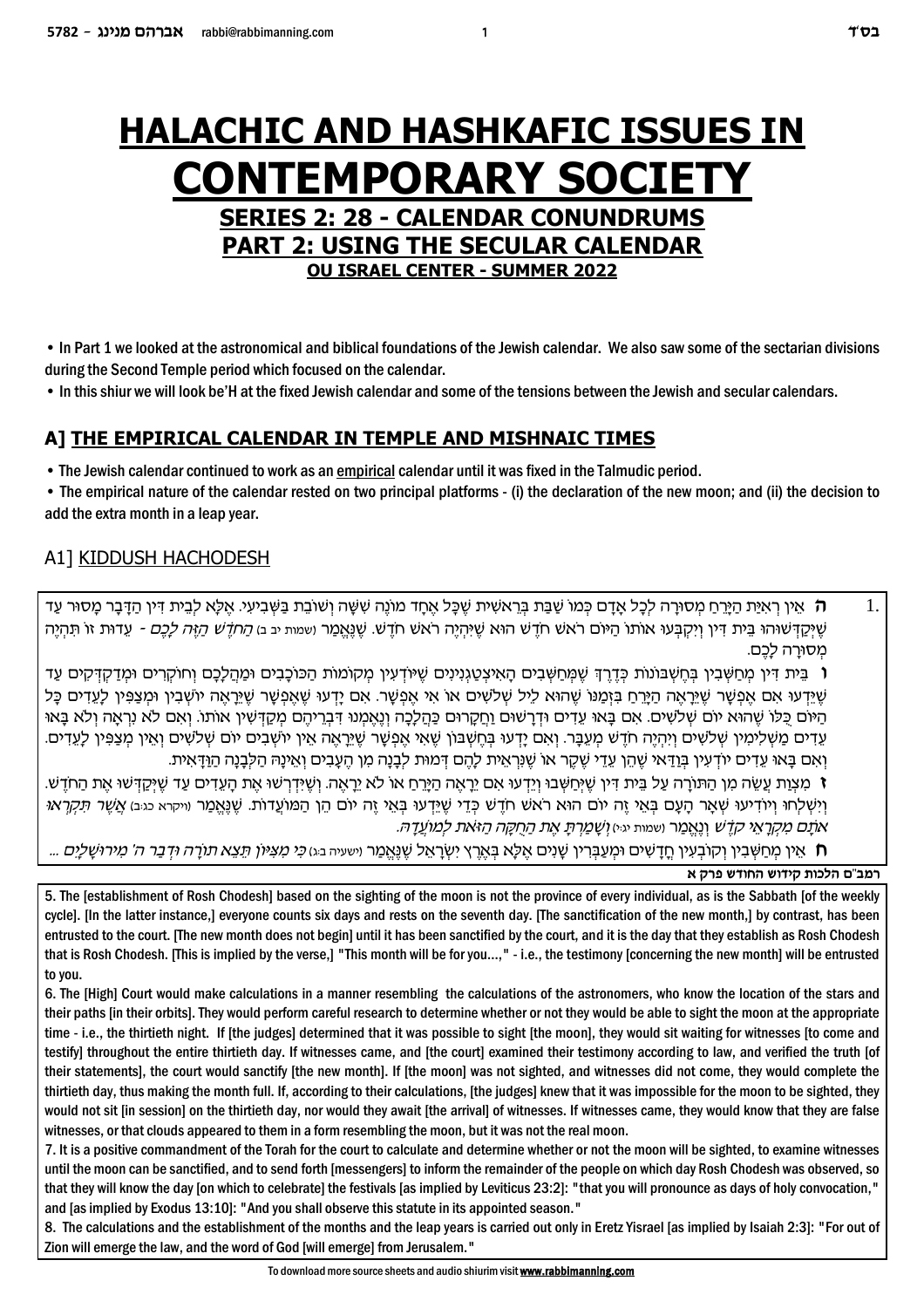# HALACHIC AND HASHKAFIC ISSUES IN CONTEMPORARY SOCIETY

## SERIES 2: 28 - CALENDAR CONUNDRUMS

## PART 2: USING THE SECULAR CALENDAR

### OU ISRAEL CENTER - SUMMER 2022

• In Part 1 we looked at the astronomical and biblical foundations of the Jewish calendar. We also saw some of the sectarian divisions during the Second Temple period which focused on the calendar.

• In this shiur we will look be'H at the fixed Jewish calendar and some of the tensions between the Jewish and secular calendars.

## A] THE EMPIRICAL CALENDAR IN TEMPLE AND MISHNAIC TIMES

• The Jewish calendar continued to work as an empirical calendar until it was fixed in the Talmudic period.

• The empirical nature of the calendar rested on two principal platforms - (i) the declaration of the new moon; and (ii) the decision to add the extra month in a leap year.

### A1] KIDDUSH HACHODESH

1.

**ה** אֵין רְאִיַּת הַיָּרֵחַ מְסוּרָה לְכָל אָדָם כְּמוֹ שַׁבַּת בְּרֵאשִׁית שֶׁכָּל אֶחָד מוֹנֶה שִׁשָּׁה וְשׁוֹבֵת בַּשְּׁבִיעִי. אֶלָּא לְבֵית דִּין הַדָּבָר מָסוּר עַד שֶׁיְּקַדְּשׁוּהוּ בֵּית דִּין וְיִקְבְּעוּ אוֹתוֹ הַיּוֹם רֹאשׁ חֹדֶשׁ הוּא שֶׁיִּהְיֶה רֹאשׁ חֹדֶשׁ. שֶׁנֶּאֱמַר (שמות יב ב) *הַחֹדֶשׁ הַזֶּה לָכֶם* - עֵדוּת זוֹ תִּהְיֶה מְסוּרָה לָכֶם.

**ו** בֵּית דִּין מְחַשְּׁבִין בְּחֶשְׁבּוֹנוֹת כְּדֶרֶךְ שֶׁמְּחַשְּׁבִים הָאִיצְטַגְנִינִים שֶׁיּוֹדְעִין מְקוֹמוֹת הַכּוֹכָבִים וּמַהֲלָכָם וְחוֹקְרִים וּמְדַקְדְּקִים עַד שֶׁיֵּדְעוּ אִם אֶפְשָׁר שֶׁיֵּרָאֶה הַיָּרֵחַ בִּזְמַנּוֹ שֶׁהוּא לֵיל שְׁלֹשִׁים אוֹ אִי אֶפְשָׁר. אִם יָדְעוּ שֶׁאֶפְשָׁר שֶׁיֵּרָאֶה יוֹשְׁבִין וּמְצַפִּין לָעֵדִים כָּל הַיּוֹם כֻּלּוֹ שֶׁהוּא יוֹם שְׁלֹשִׁים. אִם בָּאוּ עֵדִים וּדְרָשׁוּם וַחֲקָרוּם כַּהֲלָכָה וְנֶאֶמְנוּ דִּבְרֵיהֶם מְקַדְּשִׁין אוֹתוֹ. וְאִם לֹא נִרְאָה וְלֹא בָּאוּ עֵדִים מַשְׁלִימִין שְׁלֹשִׁים וְיִהְיֶה חֹדֶשׁ מְעֻבָּר. וְאִם יָדְעוּ בְּחֶשְׁבּוֹן שֶׁאִי אֶפְשָׁר שֶׁיֵּרָאֶה אֵין יוֹשְׁבִים יוֹם שְׁלֹשִׁים וְאֵין מְצַפִּין לָעֵדִים. וְאִם בָּאוּ עֵדִים יוֹדְעִין בְּוַדַּאי שֶׁהֵן עֵדֵי שֶׁקֶר אוֹ שֶׁנִּרְאֵית לָהֶם דְּמוּת לְבָנָה מִן הֶעָבִים וְאֵינָהּ הַלְּבָנָה הַוַּדָּאִית.

**ז** מִצְוַת עֲשֵׂה מִן הַתּוֹרָה עַל בֵּית דִּין שֶׁיְּחַשְּׁבוּ וְיֵדְעוּ אִם יֵרָאֶה הַיָּרֵחַ אוֹ לֹא יֵרָאֶה. וְשֶׁיִּדְרְשׁוּ אֶת הָעֵדִים עַד שֶׁיְּקַדְּשׁוּ אֶת הַחֹדֶשׁ. וְיִשְׁלְחוּ וְיוֹדִיעוּ שְׁאָר הָעָם בְּאֵי זֶה יוֹם הוּא רֹאשׁ חֹדֶשׁ כְּדֵי שֶׁיֵּדְעוּ בְּאֵי זֶה יוֹם הֵן הַמּוֹעֲדוֹת. שֶׁנֶּאֱמַר (ויקרא כג:ב) *אֲשֶׁר תִּקְרְאוּ אֹתָם מִקְרָאֵי קֹדֶשׁ* וְנֶאֱמַר (שמות יג:י) *וְשָׁמַרְתָּ אֶת הַחֻקָּה הַזֹּאת לְמוֹעֲדָהּ*.

**ח** אֵין מְחַשְּׁבִין וְקוֹבְעִין חֳדָשִׁים וּמְעַבְּרִין שָׁנִים אֶלָּא בְּאֶרֶץ יִשְׂרָאֵל שֶׁנֶּאֱמַר (ישעיה ב:ג) *כִּי מִצִּיּוֹן תֵּצֵא תוֹרָה וּדְבַר ה' מִירוּשָׁלִָם* ...

**רמב"ם הלכות קידוש החודש פרק א**

5. The [establishment of Rosh Chodesh] based on the sighting of the moon is not the province of every individual, as is the Sabbath [of the weekly cycle]. [In the latter instance,] everyone counts six days and rests on the seventh day. [The sanctification of the new month,] by contrast, has been entrusted to the court. [The new month does not begin] until it has been sanctified by the court, and it is the day that they establish as Rosh Chodesh that is Rosh Chodesh. [This is implied by the verse,] "This month will be for you...," - i.e., the testimony [concerning the new month] will be entrusted to you.

6. The [High] Court would make calculations in a manner resembling the calculations of the astronomers, who know the location of the stars and their paths [in their orbits]. They would perform careful research to determine whether or not they would be able to sight the moon at the appropriate time - i.e., the thirtieth night. If [the judges] determined that it was possible to sight [the moon], they would sit waiting for witnesses [to come and testify] throughout the entire thirtieth day. If witnesses came, and [the court] examined their testimony according to law, and verified the truth [of their statements], the court would sanctify [the new month]. If [the moon] was not sighted, and witnesses did not come, they would complete the thirtieth day, thus making the month full. If, according to their calculations, [the judges] knew that it was impossible for the moon to be sighted, they would not sit [in session] on the thirtieth day, nor would they await [the arrival] of witnesses. If witnesses came, they would know that they are false witnesses, or that clouds appeared to them in a form resembling the moon, but it was not the real moon.

7. It is a positive commandment of the Torah for the court to calculate and determine whether or not the moon will be sighted, to examine witnesses until the moon can be sanctified, and to send forth [messengers] to inform the remainder of the people on which day Rosh Chodesh was observed, so that they will know the day [on which to celebrate] the festivals [as implied by Leviticus 23:2]: "that you will pronounce as days of holy convocation," and [as implied by Exodus 13:10]: "And you shall observe this statute in its appointed season."

8. The calculations and the establishment of the months and the leap years is carried out only in Eretz Yisrael [as implied by Isaiah 2:3]: "For out of Zion will emerge the law, and the word of God [will emerge] from Jerusalem."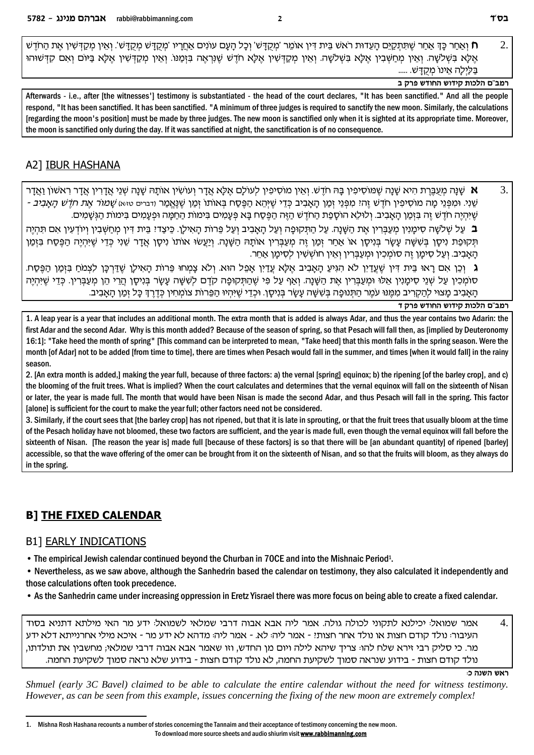2. **ח** וְאַחַר כָּךְ אַחַר שֶׁתִּתְקַיֵּם הָעֵדוּת רֹאשׁ בֵּית דִּין אוֹמֵר 'מְקֻדָּשׁ' וְכָל הָעָם עוֹנִים אַחֲרָיו 'מְקֻדָּשׁ מְקֻדָּשׁ'. וְאֵין מְקַדְּשִׁין אֶת הַחֹדֶשׁ אֶלָּא בִּשְׁלֹשָׁה. וְאֵין מְחַשְּׁבִין אֶלָּא בִּשְׁלֹשָׁה. וְאֵין מְקַדְּשִׁין אֶלָּא חֹדֶשׁ שֶׁנִּרְאָה בִּזְמַנּוֹ. וְאֵין מְקַדְּשִׁין אֶלָּא בַּיּוֹם וְאִם קִדְּשׁוּהוּ בַּלַּיְלָה אֵינוֹ מְקֻדָּשׁ. .....

**רמב"ם הלכות קידוש החודש פרק ב**

Afterwards - i.e., after [the witnesses'] testimony is substantiated - the head of the court declares, "It has been sanctified." And all the people respond, "It has been sanctified. It has been sanctified. "A minimum of three judges is required to sanctify the new moon. Similarly, the calculations [regarding the moon's position] must be made by three judges. The new moon is sanctified only when it is sighted at its appropriate time. Moreover, the moon is sanctified only during the day. If it was sanctified at night, the sanctification is of no consequence.

## A2] IBUR HASHANA

3. **א** שָׁנָה מְעֻבֶּרֶת הִיא שָׁנָה שֶׁמּוֹסִיפִין בָּהּ חֹדֶשׁ. וְאֵין מוֹסִיפִין לְעוֹלָם אֶלָּא אֲדָר וְעוֹשִׂין אוֹתָהּ שָׁנָה שְׁנֵי אֲדָרִין אֲדָר רִאשׁוֹן וַאֲדָר שֵׁנִי. וּמִפְּנֵי מָה מוֹסִיפִין חֹדֶשׁ זֶה? מִפְּנֵי זְמַן הָאָבִיב כְּדֵי שֶׁיְּהֵא הַפֶּסַח בְּאוֹתוֹ זְמַן שֶׁנֶּאֱמַר (דברים טז:א) *שָׁמוֹר אֶת חֹדֶשׁ הָאָבִיב* - שֶׁיִּהְיֶה חֹדֶשׁ זֶה בִּזְמַן הָאָבִיב. וְלוּלֵא הוֹסָפַת הַחֹדֶשׁ הַזֶּה הַפֶּסַח בָּא פְּעָמִים בִּימוֹת הַחַמָּה וּפְעָמִים בִּימוֹת הַגְּשָׁמִים.

**ב** עַל שְׁלֹשָׁה סִימָנִין מְעַבְּרִין אֶת הַשָּׁנָה. עַל הַתְּקוּפָה וְעַל הָאָבִיב וְעַל פֵּרוֹת הָאִילָן. כֵּיצַד? בֵּית דִּין מְחַשְּׁבִין וְיוֹדְעִין אִם תִּהְיֶה תְּקוּפַת נִיסָן בְּשִׁשָּׁה עָשָׂר בְּנִיסָן אוֹ אַחַר זְמַן זֶה מְעַבְּרִין אוֹתָהּ הַשָּׁנָה. וְיַעֲשׂוּ אוֹתוֹ נִיסָן אֲדָר שֵׁנִי כְּדֵי שֶׁיִּהְיֶה הַפֶּסַח בִּזְמַן הָאָבִיב. וְעַל סִימָן זֶה סוֹמְכִין וּמְעַבְּרִין וְאֵין חוֹשְׁשִׁין לְסִימָן אַחֵר.

**ג** וְכֵן אִם רָאוּ בֵּית דִּין שֶׁעֲדַיִן לֹא הִגִּיעַ הָאָבִיב אֶלָּא עֲדַיִן אָפֵל הוּא. וְלֹא צָמְחוּ פֵּרוֹת הָאִילָן שֶׁדַּרְכָּן לִצְמֹחַ בִּזְמַן הַפֶּסַח. סוֹמְכִין עַל שְׁנֵי סִימָנִין אֵלּוּ וּמְעַבְּרִין אֶת הַשָּׁנָה. וְאַף עַל פִּי שֶׁהַתְּקוּפָה קֹדֶם לְשִׁשָּׁה עָשָׂר בְּנִיסָן הֲרֵי הֵן מְעַבְּרִין. כְּדֵי שֶׁיִּהְיֶה הָאָבִיב מָצוּי לְהַקְרִיב מִמֶּנּוּ עֹמֶר הַתְּנוּפָה בְּשִׁשָּׁה עָשָׂר בְּנִיסָן. וּכְדֵי שֶׁיִּהְיוּ הַפֵּרוֹת צוֹמְחִין כְּדֶרֶךְ כָּל זְמַן הָאָבִיב.

**רמב"ם הלכות קידוש החודש פרק ד**

1. A leap year is a year that includes an additional month. The extra month that is added is always Adar, and thus the year contains two Adarin: the first Adar and the second Adar. Why is this month added? Because of the season of spring, so that Pesach will fall then, as [implied by Deuteronomy 16:1]: "Take heed the month of spring" [This command can be interpreted to mean, "Take heed] that this month falls in the spring season. Were the month [of Adar] not to be added [from time to time], there are times when Pesach would fall in the summer, and times [when it would fall] in the rainy season.

2. [An extra month is added,] making the year full, because of three factors: a) the vernal [spring] equinox; b) the ripening [of the barley crop], and c) the blooming of the fruit trees. What is implied? When the court calculates and determines that the vernal equinox will fall on the sixteenth of Nisan or later, the year is made full. The month that would have been Nisan is made the second Adar, and thus Pesach will fall in the spring. This factor [alone] is sufficient for the court to make the year full; other factors need not be considered.

3. Similarly, if the court sees that [the barley crop] has not ripened, but that it is late in sprouting, or that the fruit trees that usually bloom at the time of the Pesach holiday have not bloomed, these two factors are sufficient, and the year is made full, even though the vernal equinox will fall before the sixteenth of Nisan. [The reason the year is] made full [because of these factors] is so that there will be [an abundant quantity] of ripened [barley] accessible, so that the wave offering of the omer can be brought from it on the sixteenth of Nisan, and so that the fruits will bloom, as they always do in the spring.

# B] THE FIXED CALENDAR

## B1] EARLY INDICATIONS

- The empirical Jewish calendar continued beyond the Churban in 70CE and into the Mishnaic Period[1].
- Nevertheless, as we saw above, although the Sanhedrin based the calendar on testimony, they also calculated it independently and those calculations often took precedence.
- As the Sanhedrin came under increasing oppression in Eretz Yisrael there was more focus on being able to create a fixed calendar.

4. אמר שמואל: יכילנא לתקוני לכולה גולה. אמר ליה אבא אבוה דרבי שמלאי לשמואל: ידע מר האי מילתא דתניא בסוד העיבור: נולד קודם חצות או נולד אחר חצות? - אמר ליה: לא. - אמר ליה: מדהא לא ידע מר - איכא מילי אחרנייתא דלא ידע מר. כי סליק רבי זירא שלח להו: צריך שיהא לילה ויום מן החדש, וזו שאמר אבא אבוה דרבי שמלאי; מחשבין את תולדתו, נולד קודם חצות - בידוע שנראה סמוך לשקיעת החמה, לא נולד קודם חצות - בידוע שלא נראה סמוך לשקיעת החמה.

**ראש השנה כ:**

*Shmuel (early 3C Bavel) claimed to be able to calculate the entire calendar without the need for witness testimony. However, as can be seen from this example, issues concerning the fixing of the new moon are extremely complex!*

1. Mishna Rosh Hashana recounts a number of stories concerning the Tannaim and their acceptance of testimony concerning the new moon.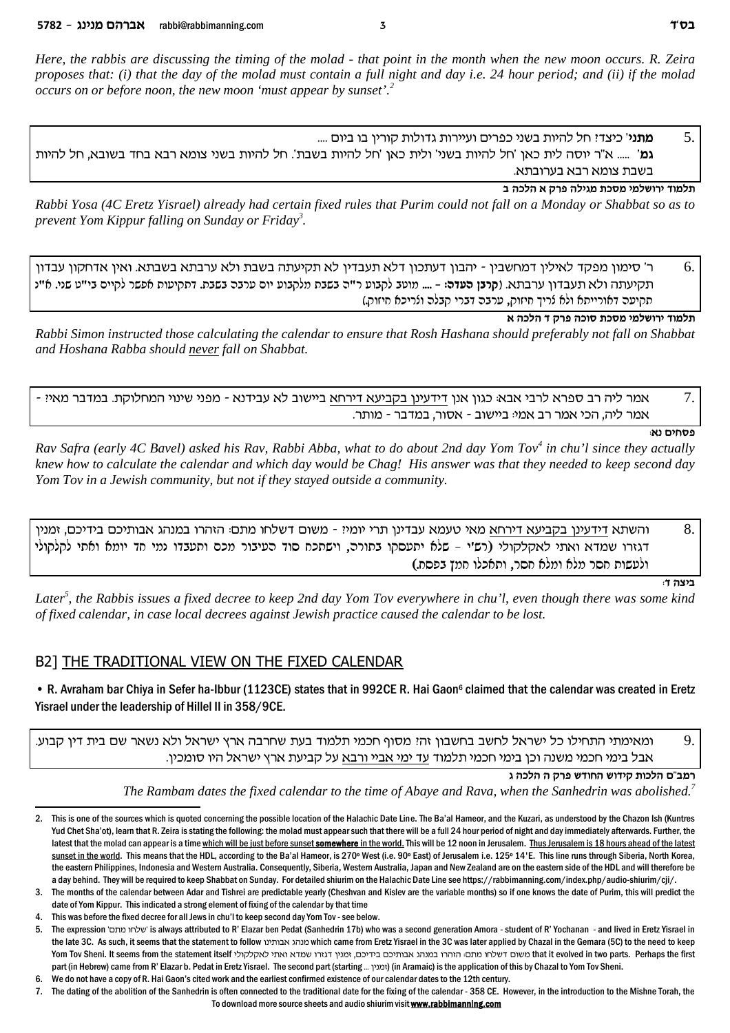*Here, the rabbis are discussing the timing of the molad - that point in the month when the new moon occurs. R. Zeira proposes that: (i) that the day of the molad must contain a full night and day i.e. 24 hour period; and (ii) if the molad occurs on or before noon, the new moon 'must appear by sunset'.*[2]

5. **מתני'** כיצד? חל להיות בשני כפרים ועיירות גדולות קורין בו ביום ....
**גמ'** ..... א"ר יוסה לית כאן 'חל להיות בשני' ולית כאן 'חל להיות בשבת'. חל להיות בשני צומא רבא בחד בשובא, חל להיות בשבת צומא רבא בערובתא.

**תלמוד ירושלמי מסכת מגילה פרק א הלכה ב**

*Rabbi Yosa (4C Eretz Yisrael) already had certain fixed rules that Purim could not fall on a Monday or Shabbat so as to prevent Yom Kippur falling on Sunday or Friday*[3]*.*

6. ר' סימון מפקד לאילין דמחשבין - יהבון דעתכון דלא תעבדין לא תקיעתה בשבת ולא ערבתה בשבתא. ואין אדחקון עבדון תקיעתה ולא תעבדון ערבתא. (**קרבן העדה:** - .... מוטב לקבוע ר"ה בשבת מלקבוע יום ערבה בשבת. דתקיעות אפשר לקיים בי"ט שני. א"נ תקיעה דאורייתא ולא צריך חיזוק, ערבה דברי קבלה וצריכא חיזוק.)

**תלמוד ירושלמי מסכת סוכה פרק ד הלכה א**

*Rabbi Simon instructed those calculating the calendar to ensure that Rosh Hashana should preferably not fall on Shabbat and Hoshana Rabba should never fall on Shabbat.*

7. אמר ליה רב ספרא לרבי אבא: כגון אנן דידעינן בקביעא דירחא ביישוב לא עבידנא - מפני שינוי המחלוקת. במדבר מאי? - אמר ליה, הכי אמר רב אמי: ביישוב - אסור, במדבר - מותר.

**פסחים נא:**

*Rav Safra (early 4C Bavel) asked his Rav, Rabbi Abba, what to do about 2nd day Yom Tov*[4] *in chu'l since they actually knew how to calculate the calendar and which day would be Chag! His answer was that they needed to keep second day Yom Tov in a Jewish community, but not if they stayed outside a community.*

8. והשתא דידעינן בקביעא דירחא מאי טעמא עבדינן תרי יומי? - משום דשלחו מתם: הזהרו במנהג אבותיכם בידיכם, זמנין דגזרו שמדא ואתי לאקלקולי (רש"י - שלא יתעסקו בתורה, ויסתכח סוד העיבור מכם ותעבדו נמי חד יומא ואתי לקלקולי ולעשות חסר מלא ומלא חסר, ותאכלו חמץ בפסח.)

**ביצה ד:**

*Later*[5]*, the Rabbis issues a fixed decree to keep 2nd day Yom Tov everywhere in chu'l, even though there was some kind of fixed calendar, in case local decrees against Jewish practice caused the calendar to be lost.*

## B2] THE TRADITIONAL VIEW ON THE FIXED CALENDAR

- R. Avraham bar Chiya in Sefer ha-Ibbur (1123CE) states that in 992CE R. Hai Gaon[6] claimed that the calendar was created in Eretz Yisrael under the leadership of Hillel II in 358/9CE.

9. ומאימתי התחילו כל ישראל לחשב בחשבון זה? מסוף חכמי תלמוד בעת שחרבה ארץ ישראל ולא נשאר שם בית דין קבוע. אבל בימי חכמי משנה וכן בימי חכמי תלמוד עד ימי אביי ורבא על קביעת ארץ ישראל היו סומכין.

**רמב"ם הלכות קידוש החודש פרק ה הלכה ג**

*The Rambam dates the fixed calendar to the time of Abaye and Rava, when the Sanhedrin was abolished.*[7]

---

2. This is one of the sources which is quoted concerning the possible location of the Halachic Date Line. The Ba'al Hameor, and the Kuzari, as understood by the Chazon Ish (Kuntres Yud Chet Sha'ot), learn that R. Zeira is stating the following: the molad must appear such that there will be a full 24 hour period of night and day immediately afterwards. Further, the latest that the molad can appear is a time which will be just before sunset somewhere in the world. This will be 12 noon in Jerusalem. Thus Jerusalem is 18 hours ahead of the latest sunset in the world. This means that the HDL, according to the Ba'al Hameor, is 270º West (i.e. 90º East) of Jerusalem i.e. 125º 14'E. This line runs through Siberia, North Korea, the eastern Philippines, Indonesia and Western Australia. Consequently, Siberia, Western Australia, Japan and New Zealand are on the eastern side of the HDL and will therefore be a day behind. They will be required to keep Shabbat on Sunday. For detailed shiurim on the Halachic Date Line see https://rabbimanning.com/index.php/audio-shiurim/cji/.

3. The months of the calendar between Adar and Tishrei are predictable yearly (Cheshvan and Kislev are the variable months) so if one knows the date of Purim, this will predict the date of Yom Kippur. This indicated a strong element of fixing of the calendar by that time

4. This was before the fixed decree for all Jews in chu'l to keep second day Yom Tov - see below.

5. The expression 'שלחו מתם' is always attributed to R' Elazar ben Pedat (Sanhedrin 17b) who was a second generation Amora - student of R' Yochanan - and lived in Eretz Yisrael in the late 3C. As such, it seems that the statement to follow מנהג אבותינו which came from Eretz Yisrael in the 3C was later applied by Chazal in the Gemara (5C) to the need to keep Yom Tov Sheni. It seems from the statement itself משום דשלחו מתם: הזהרו במנהג אבותיכם בידיכם, זמנין דגזרו שמדא ואתי לאקלקולי that it evolved in two parts. Perhaps the first part (in Hebrew) came from R' Elazar b. Pedat in Eretz Yisrael. The second part (starting ... זמנין) (in Aramaic) is the application of this by Chazal to Yom Tov Sheni.

6. We do not have a copy of R. Hai Gaon's cited work and the earliest confirmed existence of our calendar dates to the 12th century.

7. The dating of the abolition of the Sanhedrin is often connected to the traditional date for the fixing of the calendar - 358 CE. However, in the introduction to the Mishne Torah, the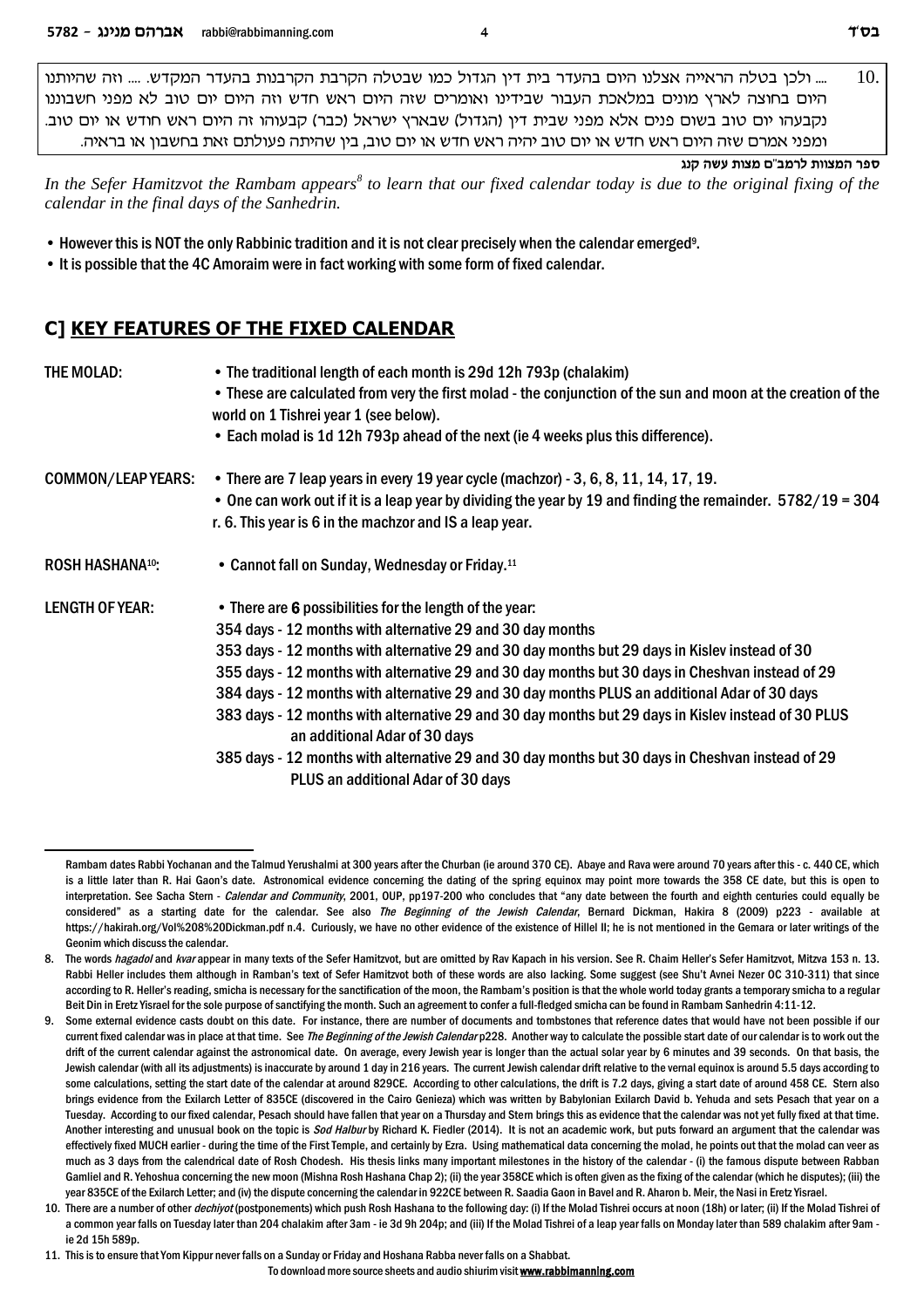10. .... ולכן בטלה הראייה אצלנו היום בהעדר בית דין הגדול כמו שבטלה הקרבת הקרבנות בהעדר המקדש. .... וזה שהיותנו היום בחוצה לארץ מונים במלאכת העבור שבידינו ואומרים שזה היום ראש חדש וזה היום יום טוב לא מפני חשבוננו נקבעהו יום טוב בשום פנים אלא מפני שבית דין (הגדול) שבארץ ישראל (כבר) קבעוהו זה היום ראש חודש או יום טוב. ומפני אמרם שזה היום ראש חדש או יום טוב יהיה ראש חדש או יום טוב, בין שהיתה פעולתם זאת בחשבון או בראיה.

**ספר המצוות לרמב"ם מצות עשה קנג**

*In the Sefer Hamitzvot the Rambam appears[8] to learn that our fixed calendar today is due to the original fixing of the calendar in the final days of the Sanhedrin.*

- However this is NOT the only Rabbinic tradition and it is not clear precisely when the calendar emerged[9].
- It is possible that the 4C Amoraim were in fact working with some form of fixed calendar.

## C] KEY FEATURES OF THE FIXED CALENDAR

**THE MOLAD:**
- The traditional length of each month is 29d 12h 793p (chalakim)
- These are calculated from very the first molad - the conjunction of the sun and moon at the creation of the world on 1 Tishrei year 1 (see below).
- Each molad is 1d 12h 793p ahead of the next (ie 4 weeks plus this difference).

**COMMON/LEAP YEARS:**
- There are 7 leap years in every 19 year cycle (machzor) - 3, 6, 8, 11, 14, 17, 19.
- One can work out if it is a leap year by dividing the year by 19 and finding the remainder. 5782/19 = 304 r. 6. This year is 6 in the machzor and IS a leap year.

**ROSH HASHANA[10]:**
- Cannot fall on Sunday, Wednesday or Friday.[11]

**LENGTH OF YEAR:**
- There are **6** possibilities for the length of the year:

354 days - 12 months with alternative 29 and 30 day months
353 days - 12 months with alternative 29 and 30 day months but 29 days in Kislev instead of 30
355 days - 12 months with alternative 29 and 30 day months but 30 days in Cheshvan instead of 29
384 days - 12 months with alternative 29 and 30 day months PLUS an additional Adar of 30 days
383 days - 12 months with alternative 29 and 30 day months but 29 days in Kislev instead of 30 PLUS an additional Adar of 30 days
385 days - 12 months with alternative 29 and 30 day months but 30 days in Cheshvan instead of 29 PLUS an additional Adar of 30 days

---

Rambam dates Rabbi Yochanan and the Talmud Yerushalmi at 300 years after the Churban (ie around 370 CE). Abaye and Rava were around 70 years after this - c. 440 CE, which is a little later than R. Hai Gaon's date. Astronomical evidence concerning the dating of the spring equinox may point more towards the 358 CE date, but this is open to interpretation. See Sacha Stern - *Calendar and Community*, 2001, OUP, pp197-200 who concludes that "any date between the fourth and eighth centuries could equally be considered" as a starting date for the calendar. See also *The Beginning of the Jewish Calendar*, Bernard Dickman, Hakira 8 (2009) p223 - available at https://hakirah.org/Vol%208%20Dickman.pdf n.4. Curiously, we have no other evidence of the existence of Hillel II; he is not mentioned in the Gemara or later writings of the Geonim which discuss the calendar.

8. The words *hagadol* and *kvar* appear in many texts of the Sefer Hamitzvot, but are omitted by Rav Kapach in his version. See R. Chaim Heller's Sefer Hamitzvot, Mitzva 153 n. 13. Rabbi Heller includes them although in Ramban's text of Sefer Hamitzvot both of these words are also lacking. Some suggest (see Shu't Avnei Nezer OC 310-311) that since according to R. Heller's reading, smicha is necessary for the sanctification of the moon, the Rambam's position is that the whole world today grants a temporary smicha to a regular Beit Din in Eretz Yisrael for the sole purpose of sanctifying the month. Such an agreement to confer a full-fledged smicha can be found in Rambam Sanhedrin 4:11-12.

9. Some external evidence casts doubt on this date. For instance, there are number of documents and tombstones that reference dates that would have not been possible if our current fixed calendar was in place at that time. See *The Beginning of the Jewish Calendar* p228. Another way to calculate the possible start date of our calendar is to work out the drift of the current calendar against the astronomical date. On average, every Jewish year is longer than the actual solar year by 6 minutes and 39 seconds. On that basis, the Jewish calendar (with all its adjustments) is inaccurate by around 1 day in 216 years. The current Jewish calendar drift relative to the vernal equinox is around 5.5 days according to some calculations, setting the start date of the calendar at around 829CE. According to other calculations, the drift is 7.2 days, giving a start date of around 458 CE. Stern also brings evidence from the Exilarch Letter of 835CE (discovered in the Cairo Genieza) which was written by Babylonian Exilarch David b. Yehuda and sets Pesach that year on a Tuesday. According to our fixed calendar, Pesach should have fallen that year on a Thursday and Stern brings this as evidence that the calendar was not yet fully fixed at that time. Another interesting and unusual book on the topic is *Sod Halbur* by Richard K. Fiedler (2014). It is not an academic work, but puts forward an argument that the calendar was effectively fixed MUCH earlier - during the time of the First Temple, and certainly by Ezra. Using mathematical data concerning the molad, he points out that the molad can veer as much as 3 days from the calendrical date of Rosh Chodesh. His thesis links many important milestones in the history of the calendar - (i) the famous dispute between Rabban Gamliel and R. Yehoshua concerning the new moon (Mishna Rosh Hashana Chap 2); (ii) the year 358CE which is often given as the fixing of the calendar (which he disputes); (iii) the year 835CE of the Exilarch Letter; and (iv) the dispute concerning the calendar in 922CE between R. Saadia Gaon in Bavel and R. Aharon b. Meir, the Nasi in Eretz Yisrael.

10. There are a number of other *dechiyot* (postponements) which push Rosh Hashana to the following day: (i) If the Molad Tishrei occurs at noon (18h) or later; (ii) If the Molad Tishrei of a common year falls on Tuesday later than 204 chalakim after 3am - ie 3d 9h 204p; and (iii) If the Molad Tishrei of a leap year falls on Monday later than 589 chalakim after 9am - ie 2d 15h 589p.

11. This is to ensure that Yom Kippur never falls on a Sunday or Friday and Hoshana Rabba never falls on a Shabbat.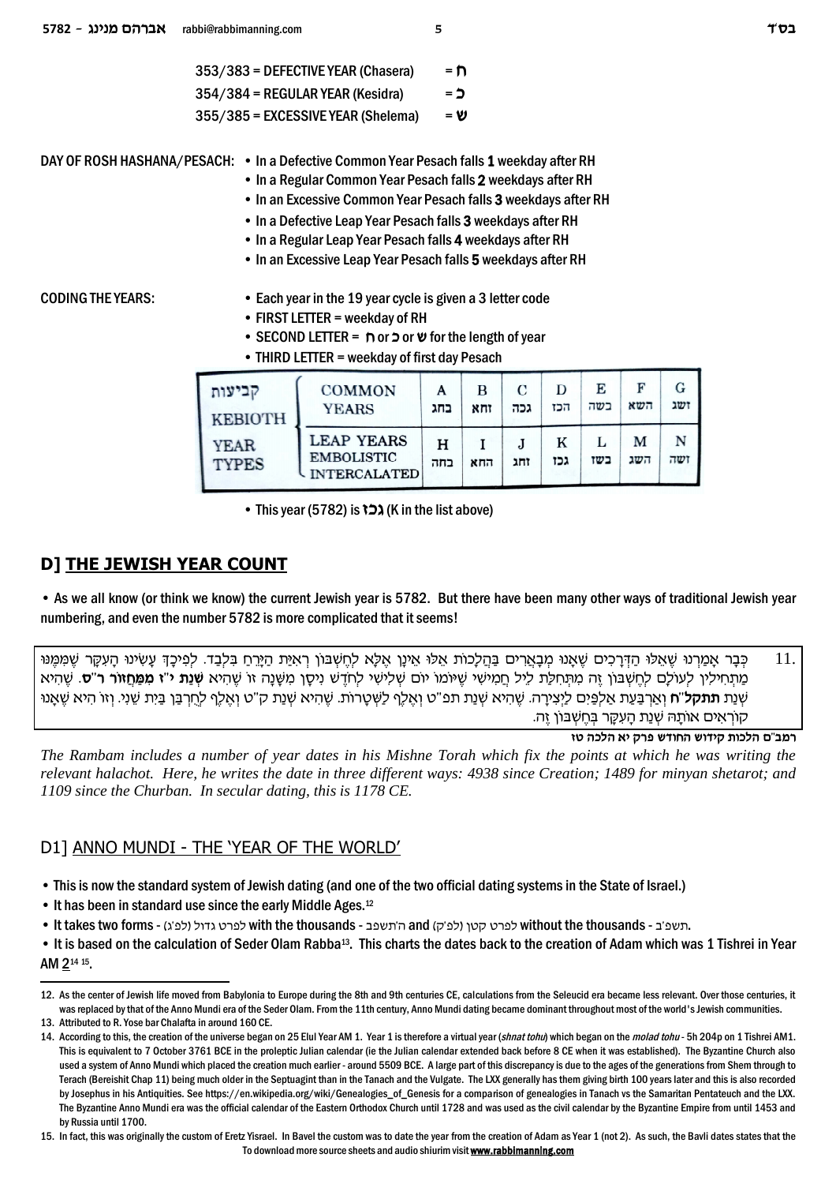353/383 = DEFECTIVE YEAR (Chasera) = ח

354/384 = REGULAR YEAR (Kesidra) = כ

355/385 = EXCESSIVE YEAR (Shelema) = ש

DAY OF ROSH HASHANA/PESACH:
- In a Defective Common Year Pesach falls 1 weekday after RH
- In a Regular Common Year Pesach falls 2 weekdays after RH
- In an Excessive Common Year Pesach falls 3 weekdays after RH
- In a Defective Leap Year Pesach falls 3 weekdays after RH
- In a Regular Leap Year Pesach falls 4 weekdays after RH
- In an Excessive Leap Year Pesach falls 5 weekdays after RH

CODING THE YEARS:
- Each year in the 19 year cycle is given a 3 letter code
- FIRST LETTER = weekday of RH
- SECOND LETTER = ח or כ or ש for the length of year
- THIRD LETTER = weekday of first day Pesach

| קביעות KEBIOTH YEAR TYPES | | | | | | | | |
|---|---|---|---|---|---|---|---|---|
| | COMMON YEARS | A בחג | B זחא | C גכה | D הכז | E בשה | F השא | G זשג |
| | LEAP YEARS EMBOLISTIC INTERCALATED | H בחה | I החא | J זחג | K גכז | L בשז | M השג | N זשה |

- This year (5782) is גכז (K in the list above)

## D] THE JEWISH YEAR COUNT

- As we all know (or think we know) the current Jewish year is 5782. But there have been many other ways of traditional Jewish year numbering, and even the number 5782 is more complicated that it seems!

11. כְּבָר אָמַרְנוּ שֶׁאֵלּוּ הַדְּרָכִים שֶׁאָנוּ מְבָאֲרִים בַּהֲלָכוֹת אֵלּוּ אֵינָן אֶלָּא לְחֶשְׁבּוֹן רְאִיַּת הַיָּרֵחַ בִּלְבַד. לְפִיכָךְ עָשִׂינוּ הָעִקָּר שֶׁמִּמֶּנּוּ מַתְחִילִין לְעוֹלָם לְחֶשְׁבּוֹן זֶה מִתְּחִלַּת לֵיל חֲמִישִׁי שֶׁיּוֹמוֹ יוֹם שְׁלִישִׁי לְחֹדֶשׁ נִיסָן מִשָּׁנָה זוֹ שֶׁהִיא **שְׁנַת י"ז מִמַּחְזוֹר ר"ס**. שֶׁהִיא שְׁנַת **תתקל"ח** וְאַרְבַּעַת אֲלָפִים לַיְצִירָה. שֶׁהִיא שְׁנַת תפ"ט וְאֶלֶף לִשְׁטָרוֹת. שֶׁהִיא שְׁנַת ק"ט וְאֶלֶף לְחֻרְבַּן בַּיִת שֵׁנִי. וְזוֹ הִיא שֶׁאָנוּ קוֹרְאִים אוֹתָהּ שְׁנַת הָעִקָּר בְּחֶשְׁבּוֹן זֶה.

**רמב"ם הלכות קידוש החודש פרק יא הלכה טז**

*The Rambam includes a number of year dates in his Mishne Torah which fix the points at which he was writing the relevant halachot. Here, he writes the date in three different ways: 4938 since Creation; 1489 for minyan shetarot; and 1109 since the Churban. In secular dating, this is 1178 CE.*

### D1] ANNO MUNDI - THE 'YEAR OF THE WORLD'

- This is now the standard system of Jewish dating (and one of the two official dating systems in the State of Israel.)
- It has been in standard use since the early Middle Ages.[12]
- It takes two forms - לפרט גדול (לפ"ג) with the thousands - ה'תשפב and לפרט קטן (לפ"ק) without the thousands - תשפ"ב.
- It is based on the calculation of Seder Olam Rabba[13]. This charts the dates back to the creation of Adam which was 1 Tishrei in Year AM 2[14 15].

12. As the center of Jewish life moved from Babylonia to Europe during the 8th and 9th centuries CE, calculations from the Seleucid era became less relevant. Over those centuries, it was replaced by that of the Anno Mundi era of the Seder Olam. From the 11th century, Anno Mundi dating became dominant throughout most of the world's Jewish communities.

13. Attributed to R. Yose bar Chalafta in around 160 CE.

14. According to this, the creation of the universe began on 25 Elul Year AM 1. Year 1 is therefore a virtual year (*shnat tohu*) which began on the *molad tohu* - 5h 204p on 1 Tishrei AM1. This is equivalent to 7 October 3761 BCE in the proleptic Julian calendar (ie the Julian calendar extended back before 8 CE when it was established). The Byzantine Church also used a system of Anno Mundi which placed the creation much earlier - around 5509 BCE. A large part of this discrepancy is due to the ages of the generations from Shem through to Terach (Bereishit Chap 11) being much older in the Septuagint than in the Tanach and the Vulgate. The LXX generally has them giving birth 100 years later and this is also recorded by Josephus in his Antiquities. See https://en.wikipedia.org/wiki/Genealogies_of_Genesis for a comparison of genealogies in Tanach vs the Samaritan Pentateuch and the LXX. The Byzantine Anno Mundi era was the official calendar of the Eastern Orthodox Church until 1728 and was used as the civil calendar by the Byzantine Empire from until 1453 and by Russia until 1700.

15. In fact, this was originally the custom of Eretz Yisrael. In Bavel the custom was to date the year from the creation of Adam as Year 1 (not 2). As such, the Bavli dates states that the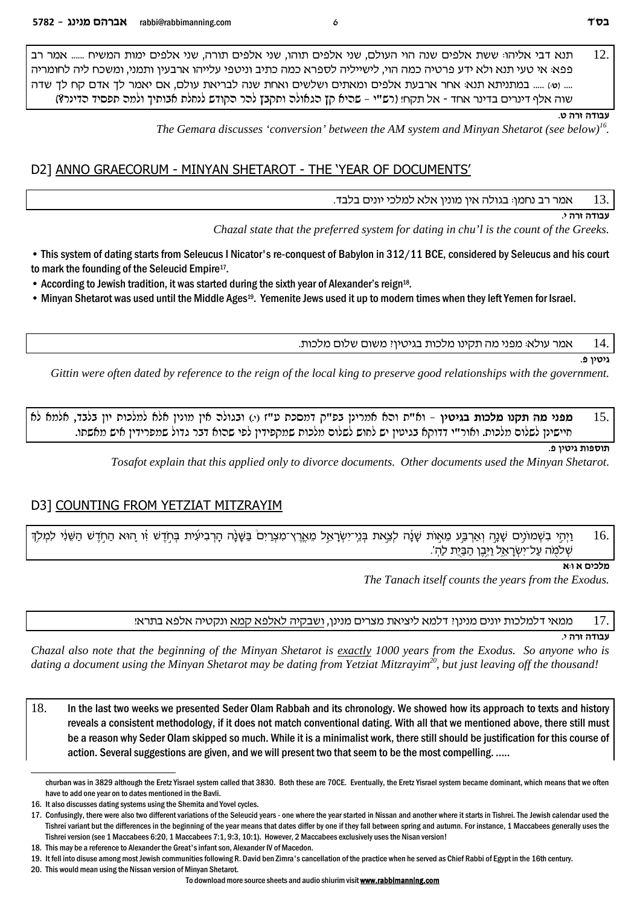12. תנא דבי אליהו: ששת אלפים שנה הוי העולם, שני אלפים תוהו, שני אלפים תורה, שני אלפים ימות המשיח ...... אמר רב פפא: אי טעי תנא ולא ידע פרטיה כמה הוי, לישייליה לספרא כמה כתיב וניטפי עלייהו ארבעין ותמני, ומשכח ליה לחומריה .... (ט:) ..... במתניתא תנא: אחר ארבעת אלפים ומאתים ושלשים ואחת שנה לבריאת עולם, אם יאמר לך אדם קח לך שדה שוה אלף דינרים בדינר אחד - אל תקח! (רש"י - שהיא קץ הגאולה ותקבץ להר הקודש לנחלת אבותיך ולמה תפסיד הדינר?)

**עבודה זרה ט.**

*The Gemara discusses 'conversion' between the AM system and Minyan Shetarot (see below)*[16].

## D2] ANNO GRAECORUM - MINYAN SHETAROT - THE 'YEAR OF DOCUMENTS'

13. אמר רב נחמן: בגולה אין מונין אלא למלכי יונים בלבד.

**עבודה זרה י.**

*Chazal state that the preferred system for dating in chu'l is the count of the Greeks.*

- This system of dating starts from Seleucus I Nicator's re-conquest of Babylon in 312/11 BCE, considered by Seleucus and his court to mark the founding of the Seleucid Empire[17].
- According to Jewish tradition, it was started during the sixth year of Alexander's reign[18].
- Minyan Shetarot was used until the Middle Ages[19]. Yemenite Jews used it up to modern times when they left Yemen for Israel.

14. אמר עולא: מפני מה תקינו מלכות בגיטין? משום שלום מלכות.

**גיטין פ.**

*Gittin were often dated by reference to the reign of the local king to preserve good relationships with the government.*

15. **מפני מה תקנו מלכות בגיטין** - וא"ת והא אמרינן בפ"ק דמסכת ע"ז (י.) ובגולה אין מונין אלא למלכות יון בלבד, אלמא לא חיישינן לשלום מלכות. ואור"י דדוקא בגיטין יש לחוש לשלום מלכות שמקפידין לפי שהוא דבר גדול שמפרידין איש מאשתו.

**תוספות גיטין פ.**

*Tosafot explain that this applied only to divorce documents. Other documents used the Minyan Shetarot.*

## D3] COUNTING FROM YETZIAT MITZRAYIM

16. וַיְהִ֣י בִשְׁמוֹנִ֣ים שָׁנָ֣ה וְאַרְבַּ֣ע מֵא֪וֹת שָׁנָ֟ה לְצֵ֣את בְּנֵֽי־יִשְׂרָאֵ֣ל מֵאֶֽרֶץ־מִצְרַיִם֩ בַּשָּׁנָ֨ה הָרְבִיעִ֜ית בְּחֹ֣דֶשׁ זִ֗ו ה֚וּא הַחֹ֣דֶשׁ הַשֵּׁנִ֔י לִמְלֹ֥ךְ שְׁלֹמֹ֖ה עַל־יִשְׂרָאֵ֑ל וַיִּ֥בֶן הַבַּ֖יִת לַֽה'.

**מלכים א ו:א**

*The Tanach itself counts the years from the Exodus.*

17. ממאי דלמלכות יונים מנינן? דלמא ליציאת מצרים מנינן, ושבקיה לאלפא קמא ונקטיה אלפא בתרא!

**עבודה זרה י.**

*Chazal also note that the beginning of the Minyan Shetarot is* ***exactly*** *1000 years from the Exodus. So anyone who is dating a document using the Minyan Shetarot may be dating from Yetziat Mitzrayim*[20]*, but just leaving off the thousand!*

18. In the last two weeks we presented Seder Olam Rabbah and its chronology. We showed how its approach to texts and history reveals a consistent methodology, if it does not match conventional dating. With all that we mentioned above, there still must be a reason why Seder Olam skipped so much. While it is a minimalist work, there still should be justification for this course of action. Several suggestions are given, and we will present two that seem to be the most compelling. .....

---

churban was in 3829 although the Eretz Yisrael system called that 3830. Both these are 70CE. Eventually, the Eretz Yisrael system became dominant, which means that we often have to add one year on to dates mentioned in the Bavli.

16. It also discusses dating systems using the Shemita and Yovel cycles.

17. Confusingly, there were also two different variations of the Seleucid years - one where the year started in Nissan and another where it starts in Tishrei. The Jewish calendar used the Tishrei variant but the differences in the beginning of the year means that dates differ by one if they fall between spring and autumn. For instance, 1 Maccabees generally uses the Tishrei version (see 1 Maccabees 6:20, 1 Maccabees 7:1, 9:3, 10:1). However, 2 Maccabees exclusively uses the Nisan version!

18. This may be a reference to Alexander the Great's infant son, Alexander IV of Macedon.

19. It fell into disuse among most Jewish communities following R. David ben Zimra's cancellation of the practice when he served as Chief Rabbi of Egypt in the 16th century.

20. This would mean using the Nissan version of Minyan Shetarot.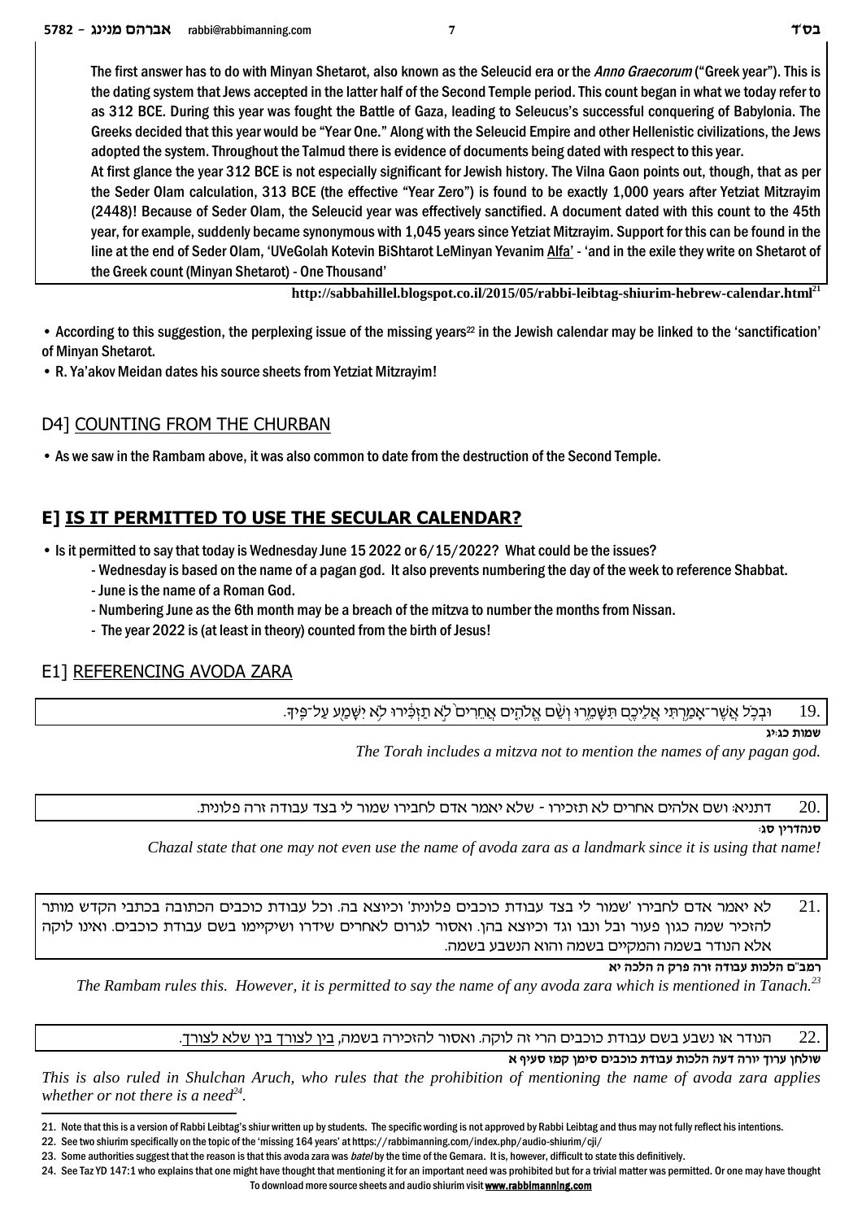The first answer has to do with Minyan Shetarot, also known as the Seleucid era or the *Anno Graecorum* ("Greek year"). This is the dating system that Jews accepted in the latter half of the Second Temple period. This count began in what we today refer to as 312 BCE. During this year was fought the Battle of Gaza, leading to Seleucus's successful conquering of Babylonia. The Greeks decided that this year would be "Year One." Along with the Seleucid Empire and other Hellenistic civilizations, the Jews adopted the system. Throughout the Talmud there is evidence of documents being dated with respect to this year.

At first glance the year 312 BCE is not especially significant for Jewish history. The Vilna Gaon points out, though, that as per the Seder Olam calculation, 313 BCE (the effective "Year Zero") is found to be exactly 1,000 years after Yetziat Mitzrayim (2448)! Because of Seder Olam, the Seleucid year was effectively sanctified. A document dated with this count to the 45th year, for example, suddenly became synonymous with 1,045 years since Yetziat Mitzrayim. Support for this can be found in the line at the end of Seder Olam, 'UVeGolah Kotevin BiShtarot LeMinyan Yevanim Alfa' - 'and in the exile they write on Shetarot of the Greek count (Minyan Shetarot) - One Thousand'

**http://sabbahillel.blogspot.co.il/2015/05/rabbi-leibtag-shiurim-hebrew-calendar.html**[21]

- According to this suggestion, the perplexing issue of the missing years[22] in the Jewish calendar may be linked to the 'sanctification' of Minyan Shetarot.
- R. Ya'akov Meidan dates his source sheets from Yetziat Mitzrayim!

## D4] COUNTING FROM THE CHURBAN

- As we saw in the Rambam above, it was also common to date from the destruction of the Second Temple.

# E] IS IT PERMITTED TO USE THE SECULAR CALENDAR?

- Is it permitted to say that today is Wednesday June 15 2022 or 6/15/2022? What could be the issues?
  - Wednesday is based on the name of a pagan god. It also prevents numbering the day of the week to reference Shabbat.
  - June is the name of a Roman God.
  - Numbering June as the 6th month may be a breach of the mitzva to number the months from Nissan.
  - The year 2022 is (at least in theory) counted from the birth of Jesus!

## E1] REFERENCING AVODA ZARA

19. וּבְכֹ֛ל אֲשֶׁר־אָמַ֥רְתִּי אֲלֵיכֶ֖ם תִּשָּׁמֵ֑רוּ וְשֵׁ֨ם אֱלֹהִ֤ים אֲחֵרִים֙ לֹ֣א תַזְכִּ֔ירוּ לֹ֥א יִשָּׁמַ֖ע עַל־פִּֽיךָ.

**שמות כג:יג**

*The Torah includes a mitzva not to mention the names of any pagan god.*

20. דתניא: ושם אלהים אחרים לא תזכירו - שלא יאמר אדם לחבירו שמור לי בצד עבודה זרה פלונית.

**סנהדרין סג:**

*Chazal state that one may not even use the name of avoda zara as a landmark since it is using that name!*

21. לא יאמר אדם לחבירו 'שמור לי בצד עבודת כוכבים פלונית' וכיוצא בה. וכל עבודת כוכבים הכתובה בכתבי הקדש מותר להזכיר שמה כגון פעור ובל ונבו וגד וכיוצא בהן. ואסור לגרום לאחרים שידרו ושיקיימו בשם עבודת כוכבים. ואינו לוקה אלא הנודר בשמה והמקיים בשמה והוא הנשבע בשמה.

**רמב"ם הלכות עבודה זרה פרק ה הלכה יא**

*The Rambam rules this. However, it is permitted to say the name of any avoda zara which is mentioned in Tanach.*[23]

22. הנודר או נשבע בשם עבודת כוכבים הרי זה לוקה. ואסור להזכירה בשמה, <u>בין לצורך בין שלא לצורך</u>.

**שולחן ערוך יורה דעה הלכות עבודת כוכבים סימן קמז סעיף א**

*This is also ruled in Shulchan Aruch, who rules that the prohibition of mentioning the name of avoda zara applies whether or not there is a need*[24].

---

21. Note that this is a version of Rabbi Leibtag's shiur written up by students. The specific wording is not approved by Rabbi Leibtag and thus may not fully reflect his intentions.

22. See two shiurim specifically on the topic of the 'missing 164 years' at https://rabbimanning.com/index.php/audio-shiurim/cji/

23. Some authorities suggest that the reason is that this avoda zara was *batel* by the time of the Gemara. It is, however, difficult to state this definitively.

24. See Taz YD 147:1 who explains that one might have thought that mentioning it for an important need was prohibited but for a trivial matter was permitted. Or one may have thought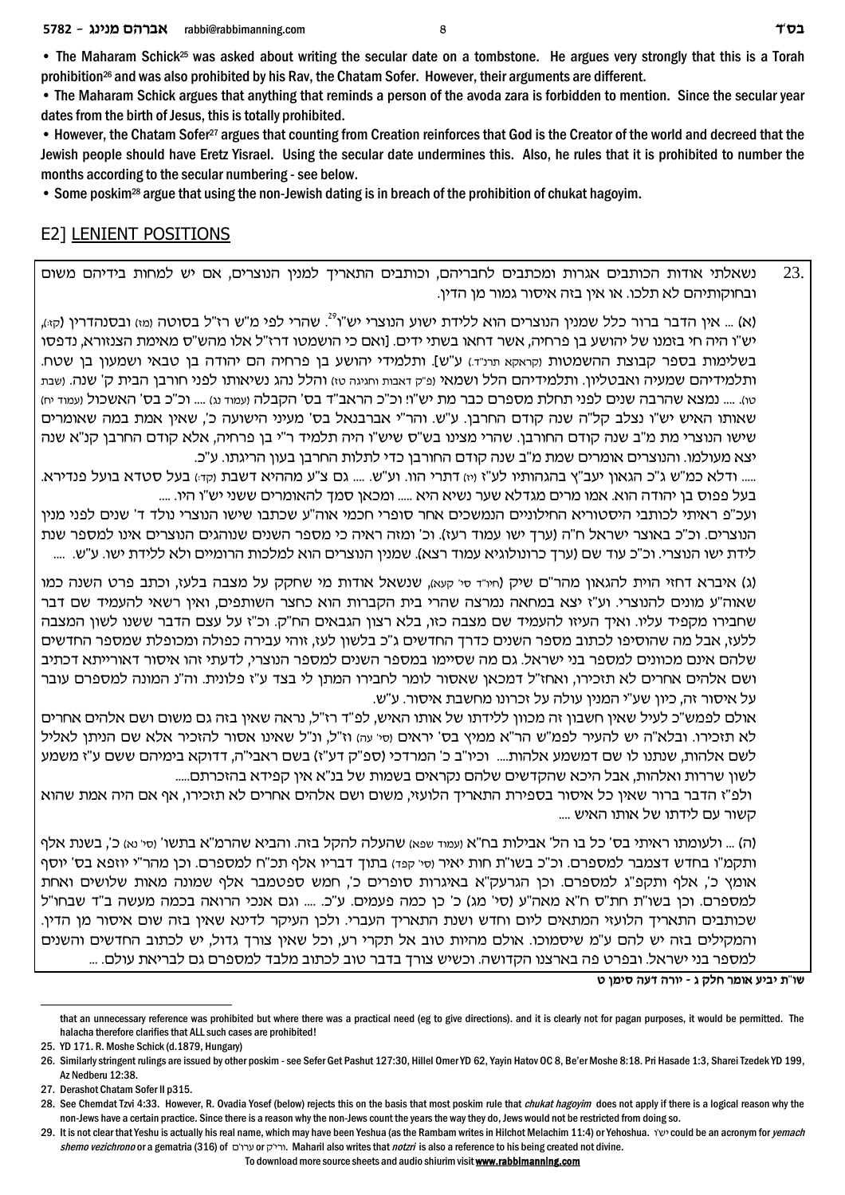• The Maharam Schick[25] was asked about writing the secular date on a tombstone. He argues very strongly that this is a Torah prohibition[26] and was also prohibited by his Rav, the Chatam Sofer. However, their arguments are different.

• The Maharam Schick argues that anything that reminds a person of the avoda zara is forbidden to mention. Since the secular year dates from the birth of Jesus, this is totally prohibited.

• However, the Chatam Sofer[27] argues that counting from Creation reinforces that God is the Creator of the world and decreed that the Jewish people should have Eretz Yisrael. Using the secular date undermines this. Also, he rules that it is prohibited to number the months according to the secular numbering - see below.

• Some poskim[28] argue that using the non-Jewish dating is in breach of the prohibition of chukat hagoyim.

## E2] LENIENT POSITIONS

23. נשאלתי אודות הכותבים אגרות ומכתבים לחבריהם, וכותבים התאריך למנין הנוצרים, אם יש למחות בידיהם משום ובחוקותיהם לא תלכו. או אין בזה איסור גמור מן הדין.

(א) ... אין הדבר ברור כלל שמנין הנוצרים הוא ללידת ישוע הנוצרי יש"ו[29]. שהרי לפי מ"ש רז"ל בסוטה (מז) ובסנהדרין (קז:), יש"ו היה חי בזמנו של יהושע בן פרחיה, אשר דחאו בשתי ידים. [ואם כי הושמטו דרז"ל אלו מהש"ס מאימת הצנזורא, נדפסו בשלימות בספר קובצת ההשמטות (קראקא תרנ"ד) ע"ש]. ותלמידי יהושע בן פרחיה הם יהודה בן טבאי ושמעון בן שטח. ותלמידיהם שמעיה ואבטליון. ותלמידיהם הלל ושמאי (פ"ק דאבות וחגיגה טז) והלל נהג נשיאותו לפני חורבן הבית ק' שנה. (שבת טו). .... נמצא שהרבה שנים לפני תחלת מספרם כבר מת יש"ו! וכ"כ הראב"ד בס' הקבלה (עמוד נג) .... וכ"כ בס' האשכול (עמוד יח) שאותו האיש יש"ו נצלב קל"ה שנה קודם החרבן. ע"ש. והר"י אברבנאל בס' מעיני הישועה כ', שאין אמת במה שאומרים שישו הנוצרי מת מ"ב שנה קודם החורבן. שהרי מצינו בש"ס שיש"ו היה תלמיד ר"י בן פרחיה, אלא קודם החרבן קנ"א שנה יצא מעולמו. והנוצרים אומרים שמת מ"ב שנה קודם החורבן כדי לתלות החרבן בעון הריגתו. ע"כ.

..... ודלא כמ"ש ג"כ הגאון יעב"ץ בהגהותיו לע"ז (יז) דתרי הוו. וע"ש. .... גם צ"ע מההיא דשבת (קד:) בעל סטדא בועל פנדירא. בעל פפוס בן יהודה הוא. אמו מרים מגדלא שער נשיא היא ..... ומכאן סמך להאומרים ששני יש"ו היו. ....

ועכ"פ ראיתי לכותבי היסטוריא החילוניים הנמשכים אחר סופרי חכמי אוה"ע שכתבו שישו הנוצרי נולד ד' שנים לפני מנין הנוצרים. וכ"כ באוצר ישראל ח"ה (ערך ישו עמוד רעז). וכ' ומזה ראיה כי מספר השנים שנוהגים הנוצרים אינו למספר שנת לידת ישו הנוצרי. וכ"כ עוד שם (ערך כרונולוגיא עמוד רצא). שמנין הנוצרים הוא למלכות הרומיים ולא ללידת ישו. ע"ש. ....

(ג) איברא דחזי הוית להגאון מהר"ם שיק (חיו"ד סי' קעא), שנשאל אודות מי שחקק על מצבה בלעז, וכתב פרט השנה כמו שאוה"ע מונים להנוצרי. ועי"ז יצא במחאה נמרצה שהרי בית הקברות הוא כחצר השותפים, ואין רשאי להעמיד שם דבר שחבירו מקפיד עליו. ואיך העיזו להעמיד שם מצבה כזו, בלא רצון הגבאים הח"ק. וכ"ז על עצם הדבר ששנו לשון המצבה ללעז, אבל מה שהוסיפו לכתוב מספר השנים כדרך החדשים ג"כ בלשון לעז, זוהי עבירה כפולה ומכופלת שמספר החדשים שלהם אינם מכוונים למספר בני ישראל. גם מה שסיימו במספר השנים למספר הנוצרי, לדעתי זהו איסור דאורייתא דכתיב ושם אלהים אחרים לא תזכירו, ואחז"ל דמכאן שאסור לומר לחבירו המתן לי בצד ע"ז פלונית. וה"נ המונה למספרם עובר על איסור זה, כיון שע"י המנין עולה על זכרונו מחשבת איסור. ע"ש.

אולם לפמש"כ לעיל שאין חשבון זה מכוון ללידתו של אותו האיש, לפ"ד רז"ל, נראה שאין בזה גם משום ושם אלהים אחרים לא תזכירו. ובלא"ה יש להעיר לפמ"ש הר"א ממיץ בס' יראים (סי' עה) וז"ל, ונ"ל שאינו אסור להזכיר אלא שם הניתן לאליל לשם אלהות, שנתנו לו שם דמשמע אלהות.... וכיו"ב כ' המרדכי (ספ"ק דע"ז) בשם ראבי"ה, דדוקא בימיהם ששם ע"ז משמע לשון שררות ואלהות, אבל היכא שהקדשים שלהם נקראים בשמות של בנ"א אין קפידא בהזכרתם.....

ולפ"ז הדבר ברור שאין כל איסור בספירת התאריך הלועזי, משום ושם אלהים אחרים לא תזכירו, אף אם היה אמת שהוא קשור עם לידתו של אותו האיש ....

(ה) ... ולעומתו ראיתי בס' כל בו הל' אבילות בח"א (עמוד שפא) שהעלה להקל בזה. והביא שהרמ"א בתשו' (סי' נא) כ', בשנת אלף ותקמ"ו בחדש דצמבר למספרם. וכ"כ בשו"ת חות יאיר (סי' קפד) בתוך דבריו אלף תכ"ח למספרם. וכן מהר"י יוזפא בס' יוסף אומץ כ', אלף ותקפ"ג למספרם. וכן הגרעק"א באיגרות סופרים כ', חמש ספטמבר אלף שמונה מאות שלושים ואחת למספרם. וכן בשו"ת חת"ס ח"א מאה"ע (סי' מג) כ' כן כמה פעמים. ע"כ. .... וגם אנכי הרואה בכמה מעשה ב"ד שבחו"ל שכותבים התאריך הלועזי המתאים ליום וחדש ושנת התאריך העברי. ולכן העיקר לדינא שאין בזה שום איסור מן הדין. והמקילים בזה יש להם ע"מ שיסמוכו. אולם מהיות טוב אל תקרי רע, וכל שאין צורך גדול, יש לכתוב החדשים והשנים למספר בני ישראל. ובפרט פה בארצנו הקדושה. וכשיש צורך בדבר טוב לכתוב מלבד למספרם גם לבריאת עולם. ...

**שו"ת יביע אומר חלק ג - יורה דעה סימן ט**

---

that an unnecessary reference was prohibited but where there was a practical need (eg to give directions). and it is clearly not for pagan purposes, it would be permitted. The halacha therefore clarifies that ALL such cases are prohibited!

25. YD 171. R. Moshe Schick (d.1879, Hungary)

26. Similarly stringent rulings are issued by other poskim - see Sefer Get Pashut 127:30, Hillel Omer YD 62, Yayin Hatov OC 8, Be'er Moshe 8:18. Pri Hasade 1:3, Sharei Tzedek YD 199, Az Nedberu 12:38.

27. Derashot Chatam Sofer II p315.

28. See Chemdat Tzvi 4:33. However, R. Ovadia Yosef (below) rejects this on the basis that most poskim rule that *chukat hagoyim* does not apply if there is a logical reason why the non-Jews have a certain practice. Since there is a reason why the non-Jews count the years the way they do, Jews would not be restricted from doing so.

29. It is not clear that Yeshu is actually his real name, which may have been Yeshua (as the Rambam writes in Hilchot Melachim 11:4) or Yehoshua. יש"ו could be an acronym for *yemach shemo vezichrono* or a gematria (316) of ערו"ם or ורי"ק. Maharil also writes that *notzri* is also a reference to his being created not divine.

To download more source sheets and audio shiurim visit www.rabbimanning.com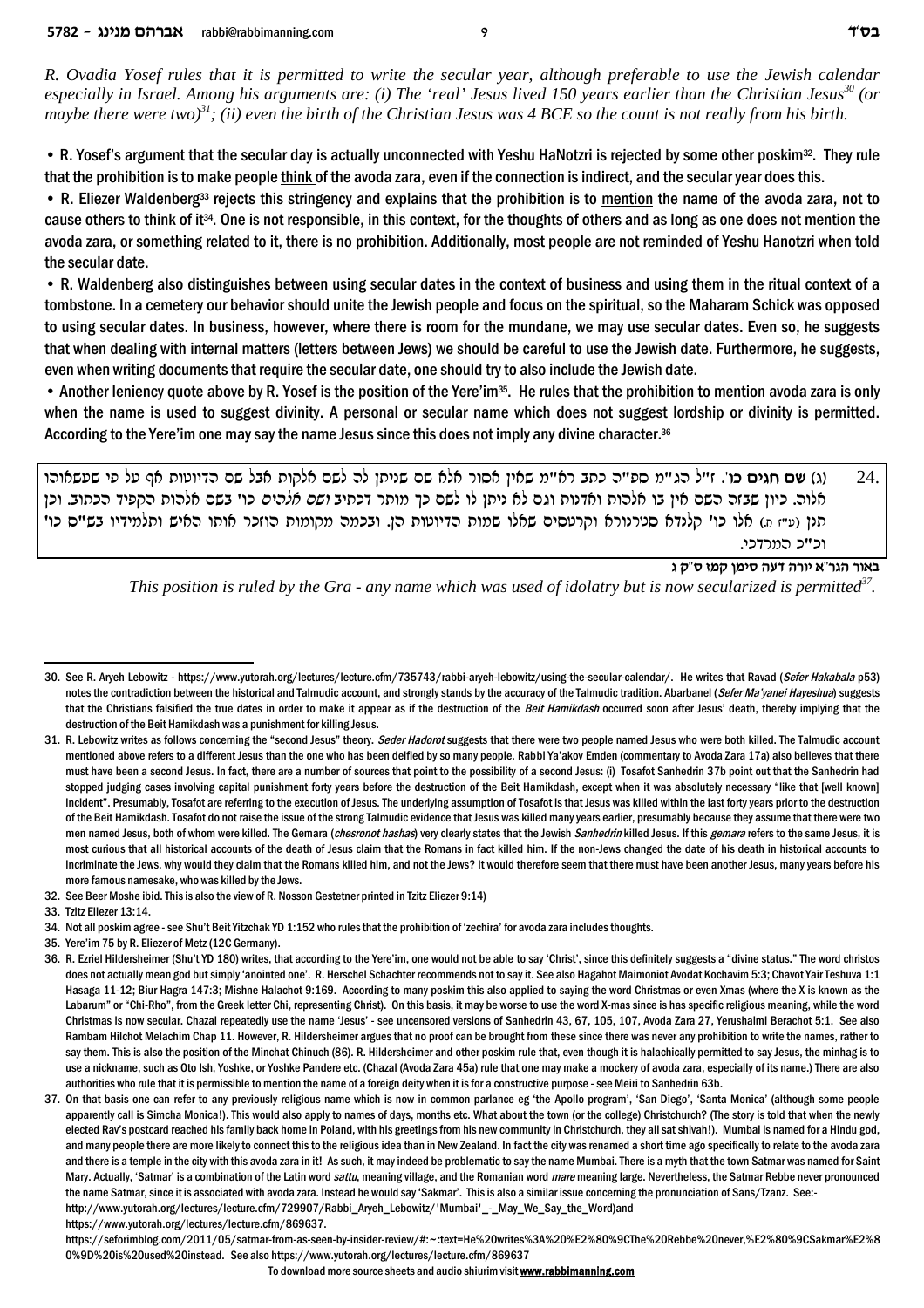*R. Ovadia Yosef rules that it is permitted to write the secular year, although preferable to use the Jewish calendar especially in Israel. Among his arguments are: (i) The 'real' Jesus lived 150 years earlier than the Christian Jesus[30] (or maybe there were two)[31]; (ii) even the birth of the Christian Jesus was 4 BCE so the count is not really from his birth.*

- R. Yosef's argument that the secular day is actually unconnected with Yeshu HaNotzri is rejected by some other poskim[32]. They rule that the prohibition is to make people think of the avoda zara, even if the connection is indirect, and the secular year does this.
- R. Eliezer Waldenberg[33] rejects this stringency and explains that the prohibition is to mention the name of the avoda zara, not to cause others to think of it[34]. One is not responsible, in this context, for the thoughts of others and as long as one does not mention the avoda zara, or something related to it, there is no prohibition. Additionally, most people are not reminded of Yeshu Hanotzri when told the secular date.
- R. Waldenberg also distinguishes between using secular dates in the context of business and using them in the ritual context of a tombstone. In a cemetery our behavior should unite the Jewish people and focus on the spiritual, so the Maharam Schick was opposed to using secular dates. In business, however, where there is room for the mundane, we may use secular dates. Even so, he suggests that when dealing with internal matters (letters between Jews) we should be careful to use the Jewish date. Furthermore, he suggests, even when writing documents that require the secular date, one should try to also include the Jewish date.
- Another leniency quote above by R. Yosef is the position of the Yere'im[35]. He rules that the prohibition to mention avoda zara is only when the name is used to suggest divinity. A personal or secular name which does not suggest lordship or divinity is permitted. According to the Yere'im one may say the name Jesus since this does not imply any divine character.[36]

24. (ג) **שם חגים כו'.** ז"ל הג"מ ספ"ה כתב רא"מ שאין אסור אלא שם שניתן לה לשם אלקות אבל שם הדיוטות אף על פי שעשאוהו אלוה. כיון שבזה השם אין בו אלהות ואדנות וגם לא ניתן לו לשם כך מותר דכתיב ושם אלהים כו' בשם אלהות הקפיד הכתוב. וכן תנן (ע"ז ח.) אלו כו' קלנדא סטרנורא וקרטסים שאלו שמות הדיוטות הן. ובכמה מקומות הוזכר אותו האיש ותלמידיו בש"ס כו' וכ"כ המרדכי.

**באור הגר"א יורה דעה סימן קמז ס"ק ג**

*This position is ruled by the Gra - any name which was used of idolatry but is now secularized is permitted[37].*

---

30. See R. Aryeh Lebowitz - https://www.yutorah.org/lectures/lecture.cfm/735743/rabbi-aryeh-lebowitz/using-the-secular-calendar/. He writes that Ravad (*Sefer Hakabala* p53) notes the contradiction between the historical and Talmudic account, and strongly stands by the accuracy of the Talmudic tradition. Abarbanel (*Sefer Ma'yanei Hayeshua*) suggests that the Christians falsified the true dates in order to make it appear as if the destruction of the *Beit Hamikdash* occurred soon after Jesus' death, thereby implying that the destruction of the Beit Hamikdash was a punishment for killing Jesus.
31. R. Lebowitz writes as follows concerning the "second Jesus" theory. *Seder Hadorot* suggests that there were two people named Jesus who were both killed. The Talmudic account mentioned above refers to a different Jesus than the one who has been deified by so many people. Rabbi Ya'akov Emden (commentary to Avoda Zara 17a) also believes that there must have been a second Jesus. In fact, there are a number of sources that point to the possibility of a second Jesus: (i) Tosafot Sanhedrin 37b point out that the Sanhedrin had stopped judging cases involving capital punishment forty years before the destruction of the Beit Hamikdash, except when it was absolutely necessary "like that [well known] incident". Presumably, Tosafot are referring to the execution of Jesus. The underlying assumption of Tosafot is that Jesus was killed within the last forty years prior to the destruction of the Beit Hamikdash. Tosafot do not raise the issue of the strong Talmudic evidence that Jesus was killed many years earlier, presumably because they assume that there were two men named Jesus, both of whom were killed. The Gemara (*chesronot hashas*) very clearly states that the Jewish *Sanhedrin* killed Jesus. If this *gemara* refers to the same Jesus, it is most curious that all historical accounts of the death of Jesus claim that the Romans in fact killed him. If the non-Jews changed the date of his death in historical accounts to incriminate the Jews, why would they claim that the Romans killed him, and not the Jews? It would therefore seem that there must have been another Jesus, many years before his more famous namesake, who was killed by the Jews.
32. See Beer Moshe ibid. This is also the view of R. Nosson Gestetner printed in Tzitz Eliezer 9:14)
33. Tzitz Eliezer 13:14.
34. Not all poskim agree - see Shu't Beit Yitzchak YD 1:152 who rules that the prohibition of 'zechira' for avoda zara includes thoughts.
35. Yere'im 75 by R. Eliezer of Metz (12C Germany).
36. R. Ezriel Hildersheimer (Shu't YD 180) writes, that according to the Yere'im, one would not be able to say 'Christ', since this definitely suggests a "divine status." The word christos does not actually mean god but simply 'anointed one'. R. Herschel Schachter recommends not to say it. See also Hagahot Maimoniot Avodat Kochavim 5:3; Chavot Yair Teshuva 1:1 Hasaga 11-12; Biur Hagra 147:3; Mishne Halachot 9:169. According to many poskim this also applied to saying the word Christmas or even Xmas (where the X is known as the Labarum" or "Chi-Rho", from the Greek letter Chi, representing Christ). On this basis, it may be worse to use the word X-mas since is has specific religious meaning, while the word Christmas is now secular. Chazal repeatedly use the name 'Jesus' - see uncensored versions of Sanhedrin 43, 67, 105, 107, Avoda Zara 27, Yerushalmi Berachot 5:1. See also Rambam Hilchot Melachim Chap 11. However, R. Hildersheimer argues that no proof can be brought from these since there was never any prohibition to write the names, rather to say them. This is also the position of the Minchat Chinuch (86). R. Hildersheimer and other poskim rule that, even though it is halachically permitted to say Jesus, the minhag is to use a nickname, such as Oto Ish, Yoshke, or Yoshke Pandere etc. (Chazal (Avoda Zara 45a) rule that one may make a mockery of avoda zara, especially of its name.) There are also authorities who rule that it is permissible to mention the name of a foreign deity when it is for a constructive purpose - see Meiri to Sanhedrin 63b.
37. On that basis one can refer to any previously religious name which is now in common parlance eg 'the Apollo program', 'San Diego', 'Santa Monica' (although some people apparently call is Simcha Monica!). This would also apply to names of days, months etc. What about the town (or the college) Christchurch? (The story is told that when the newly elected Rav's postcard reached his family back home in Poland, with his greetings from his new community in Christchurch, they all sat shivah!). Mumbai is named for a Hindu god, and many people there are more likely to connect this to the religious idea than in New Zealand. In fact the city was renamed a short time ago specifically to relate to the avoda zara and there is a temple in the city with this avoda zara in it! As such, it may indeed be problematic to say the name Mumbai. There is a myth that the town Satmar was named for Saint Mary. Actually, 'Satmar' is a combination of the Latin word *sattu*, meaning village, and the Romanian word *mare* meaning large. Nevertheless, the Satmar Rebbe never pronounced the name Satmar, since it is associated with avoda zara. Instead he would say 'Sakmar'. This is also a similar issue concerning the pronunciation of Sans/Tzanz. See:- http://www.yutorah.org/lectures/lecture.cfm/729907/Rabbi_Aryeh_Lebowitz/'Mumbai'_-_May_We_Say_the_Word)and https://www.yutorah.org/lectures/lecture.cfm/869637. https://seforimblog.com/2011/05/satmar-from-as-seen-by-insider-review/#:~:text=He%20writes%3A%20%E2%80%9CThe%20Rebbe%20never,%E2%80%9CSakmar%E2%80%9D%20is%20used%20instead. See also https://www.yutorah.org/lectures/lecture.cfm/869637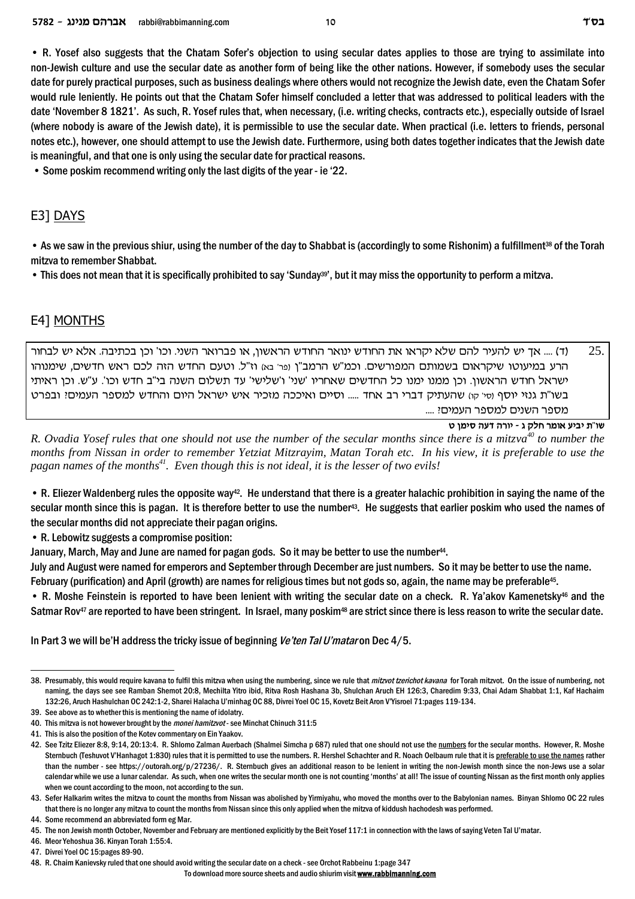• R. Yosef also suggests that the Chatam Sofer's objection to using secular dates applies to those are trying to assimilate into non-Jewish culture and use the secular date as another form of being like the other nations. However, if somebody uses the secular date for purely practical purposes, such as business dealings where others would not recognize the Jewish date, even the Chatam Sofer would rule leniently. He points out that the Chatam Sofer himself concluded a letter that was addressed to political leaders with the date 'November 8 1821'. As such, R. Yosef rules that, when necessary, (i.e. writing checks, contracts etc.), especially outside of Israel (where nobody is aware of the Jewish date), it is permissible to use the secular date. When practical (i.e. letters to friends, personal notes etc.), however, one should attempt to use the Jewish date. Furthermore, using both dates together indicates that the Jewish date is meaningful, and that one is only using the secular date for practical reasons.

• Some poskim recommend writing only the last digits of the year - ie '22.

## E3] DAYS

• As we saw in the previous shiur, using the number of the day to Shabbat is (accordingly to some Rishonim) a fulfillment[38] of the Torah mitzva to remember Shabbat.

• This does not mean that it is specifically prohibited to say 'Sunday[39]', but it may miss the opportunity to perform a mitzva.

## E4] MONTHS

25. (ד) .... אך יש להעיר להם שלא יקראו את החודש ינואר החודש הראשון, או פברואר השני. וכו' וכן בכתיבה. אלא יש לבחור הרע במיעוטו שיקראום בשמותם המפורשים. וכמ"ש הרמב"ן (פר' בא) וז"ל. וטעם החדש הזה לכם ראש חדשים, שימנוהו ישראל חודש הראשון. וכן ממנו ימנו כל החדשים שאחריו 'שני' ו'שלישי' עד תשלום השנה בי"ב חדש וכו'. ע"ש. וכן ראיתי בשו"ת גנזי יוסף (סי' קו) שהעתיק דברי רב אחד ..... וסיים ואיככה מזכיר איש ישראל היום והחדש למספר העמים? ובפרט מספר השנים למספר העמים? ....

**שו"ת יביע אומר חלק ג - יורה דעה סימן ט**

*R. Ovadia Yosef rules that one should not use the number of the secular months since there is a mitzva[40] to number the months from Nissan in order to remember Yetziat Mitzrayim, Matan Torah etc. In his view, it is preferable to use the pagan names of the months[41]. Even though this is not ideal, it is the lesser of two evils!*

• R. Eliezer Waldenberg rules the opposite way[42]. He understand that there is a greater halachic prohibition in saying the name of the secular month since this is pagan. It is therefore better to use the number[43]. He suggests that earlier poskim who used the names of the secular months did not appreciate their pagan origins.

• R. Lebowitz suggests a compromise position:

January, March, May and June are named for pagan gods. So it may be better to use the number[44].

July and August were named for emperors and September through December are just numbers. So it may be better to use the name.

February (purification) and April (growth) are names for religious times but not gods so, again, the name may be preferable[45].

• R. Moshe Feinstein is reported to have been lenient with writing the secular date on a check. R. Ya'akov Kamenetsky[46] and the Satmar Rov[47] are reported to have been stringent. In Israel, many poskim[48] are strict since there is less reason to write the secular date.

In Part 3 we will be'H address the tricky issue of beginning *Ve'ten Tal U'matar* on Dec 4/5.

---

38. Presumably, this would require kavana to fulfil this mitzva when using the numbering, since we rule that *mitzvot tzerichot kavana* for Torah mitzvot. On the issue of numbering, not naming, the days see see Ramban Shemot 20:8, Mechilta Yitro ibid, Ritva Rosh Hashana 3b, Shulchan Aruch EH 126:3, Charedim 9:33, Chai Adam Shabbat 1:1, Kaf Hachaim 132:26, Aruch Hashulchan OC 242:1-2, Sharei Halacha U'minhag OC 88, Divrei Yoel OC 15, Kovetz Beit Aron V'Yisroel 71:pages 119-134.
39. See above as to whether this is mentioning the name of idolatry.
40. This mitzva is not however brought by the *monei hamitzvot* - see Minchat Chinuch 311:5
41. This is also the position of the Kotev commentary on Ein Yaakov.
42. See Tzitz Eliezer 8:8, 9:14, 20:13:4. R. Shlomo Zalman Auerbach (Shalmei Simcha p 687) ruled that one should not use the numbers for the secular months. However, R. Moshe Sternbuch (Teshuvot V'Hanhagot 1:830) rules that it is permitted to use the numbers. R. Hershel Schachter and R. Noach Oelbaum rule that it is preferable to use the names rather than the number - see https://outorah.org/p/27236/. R. Sternbuch gives an additional reason to be lenient in writing the non-Jewish month since the non-Jews use a solar calendar while we use a lunar calendar. As such, when one writes the secular month one is not counting 'months' at all! The issue of counting Nissan as the first month only applies when we count according to the moon, not according to the sun.
43. Sefer Halkarim writes the mitzva to count the months from Nissan was abolished by Yirmiyahu, who moved the months over to the Babylonian names. Binyan Shlomo OC 22 rules that there is no longer any mitzva to count the months from Nissan since this only applied when the mitzva of kiddush hachodesh was performed.
44. Some recommend an abbreviated form eg Mar.
45. The non Jewish month October, November and February are mentioned explicitly by the Beit Yosef 117:1 in connection with the laws of saying Veten Tal U'matar.
46. Meor Yehoshua 36. Kinyan Torah 1:55:4.
47. Divrei Yoel OC 15:pages 89-90.
48. R. Chaim Kanievsky ruled that one should avoid writing the secular date on a check - see Orchot Rabbeinu 1:page 347